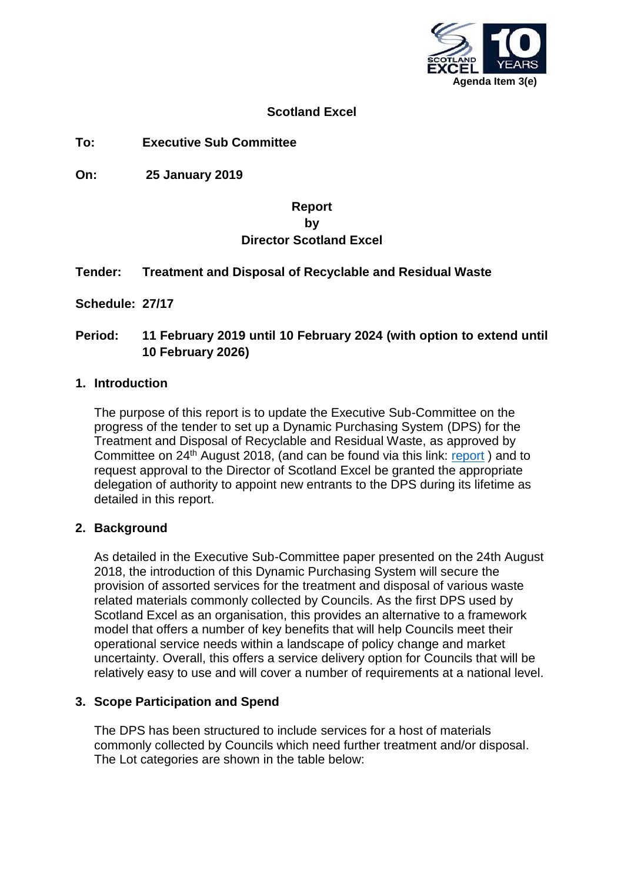Agenda Item 3(e)

**Scotland Excel**

**To:** **Executive Sub Committee**

**On:** **25 January 2019**

**Report**
**by**
**Director Scotland Excel**

**Tender:** **Treatment and Disposal of Recyclable and Residual Waste**

**Schedule:** **27/17**

**Period:** **11 February 2019 until 10 February 2024 (with option to extend until 10 February 2026)**

## 1. Introduction

The purpose of this report is to update the Executive Sub-Committee on the progress of the tender to set up a Dynamic Purchasing System (DPS) for the Treatment and Disposal of Recyclable and Residual Waste, as approved by Committee on 24th August 2018, (and can be found via this link: report ) and to request approval to the Director of Scotland Excel be granted the appropriate delegation of authority to appoint new entrants to the DPS during its lifetime as detailed in this report.

## 2. Background

As detailed in the Executive Sub-Committee paper presented on the 24th August 2018, the introduction of this Dynamic Purchasing System will secure the provision of assorted services for the treatment and disposal of various waste related materials commonly collected by Councils. As the first DPS used by Scotland Excel as an organisation, this provides an alternative to a framework model that offers a number of key benefits that will help Councils meet their operational service needs within a landscape of policy change and market uncertainty. Overall, this offers a service delivery option for Councils that will be relatively easy to use and will cover a number of requirements at a national level.

## 3. Scope Participation and Spend

The DPS has been structured to include services for a host of materials commonly collected by Councils which need further treatment and/or disposal. The Lot categories are shown in the table below: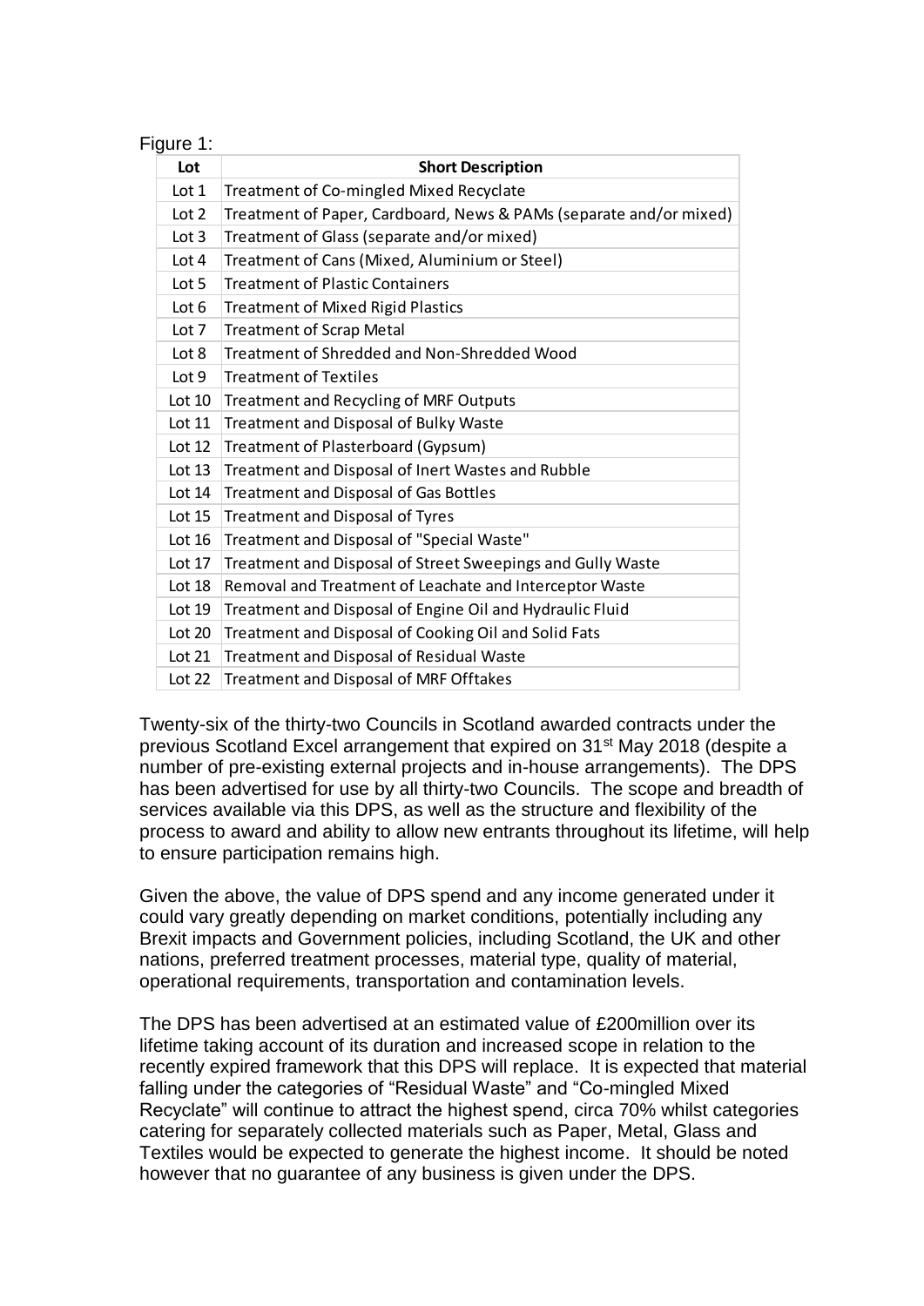Figure 1:

| Lot | Short Description |
|---|---|
| Lot 1 | Treatment of Co-mingled Mixed Recyclate |
| Lot 2 | Treatment of Paper, Cardboard, News & PAMs (separate and/or mixed) |
| Lot 3 | Treatment of Glass (separate and/or mixed) |
| Lot 4 | Treatment of Cans (Mixed, Aluminium or Steel) |
| Lot 5 | Treatment of Plastic Containers |
| Lot 6 | Treatment of Mixed Rigid Plastics |
| Lot 7 | Treatment of Scrap Metal |
| Lot 8 | Treatment of Shredded and Non-Shredded Wood |
| Lot 9 | Treatment of Textiles |
| Lot 10 | Treatment and Recycling of MRF Outputs |
| Lot 11 | Treatment and Disposal of Bulky Waste |
| Lot 12 | Treatment of Plasterboard (Gypsum) |
| Lot 13 | Treatment and Disposal of Inert Wastes and Rubble |
| Lot 14 | Treatment and Disposal of Gas Bottles |
| Lot 15 | Treatment and Disposal of Tyres |
| Lot 16 | Treatment and Disposal of "Special Waste" |
| Lot 17 | Treatment and Disposal of Street Sweepings and Gully Waste |
| Lot 18 | Removal and Treatment of Leachate and Interceptor Waste |
| Lot 19 | Treatment and Disposal of Engine Oil and Hydraulic Fluid |
| Lot 20 | Treatment and Disposal of Cooking Oil and Solid Fats |
| Lot 21 | Treatment and Disposal of Residual Waste |
| Lot 22 | Treatment and Disposal of MRF Offtakes |

Twenty-six of the thirty-two Councils in Scotland awarded contracts under the previous Scotland Excel arrangement that expired on 31st May 2018 (despite a number of pre-existing external projects and in-house arrangements). The DPS has been advertised for use by all thirty-two Councils. The scope and breadth of services available via this DPS, as well as the structure and flexibility of the process to award and ability to allow new entrants throughout its lifetime, will help to ensure participation remains high.

Given the above, the value of DPS spend and any income generated under it could vary greatly depending on market conditions, potentially including any Brexit impacts and Government policies, including Scotland, the UK and other nations, preferred treatment processes, material type, quality of material, operational requirements, transportation and contamination levels.

The DPS has been advertised at an estimated value of £200million over its lifetime taking account of its duration and increased scope in relation to the recently expired framework that this DPS will replace. It is expected that material falling under the categories of "Residual Waste" and "Co-mingled Mixed Recyclate" will continue to attract the highest spend, circa 70% whilst categories catering for separately collected materials such as Paper, Metal, Glass and Textiles would be expected to generate the highest income. It should be noted however that no guarantee of any business is given under the DPS.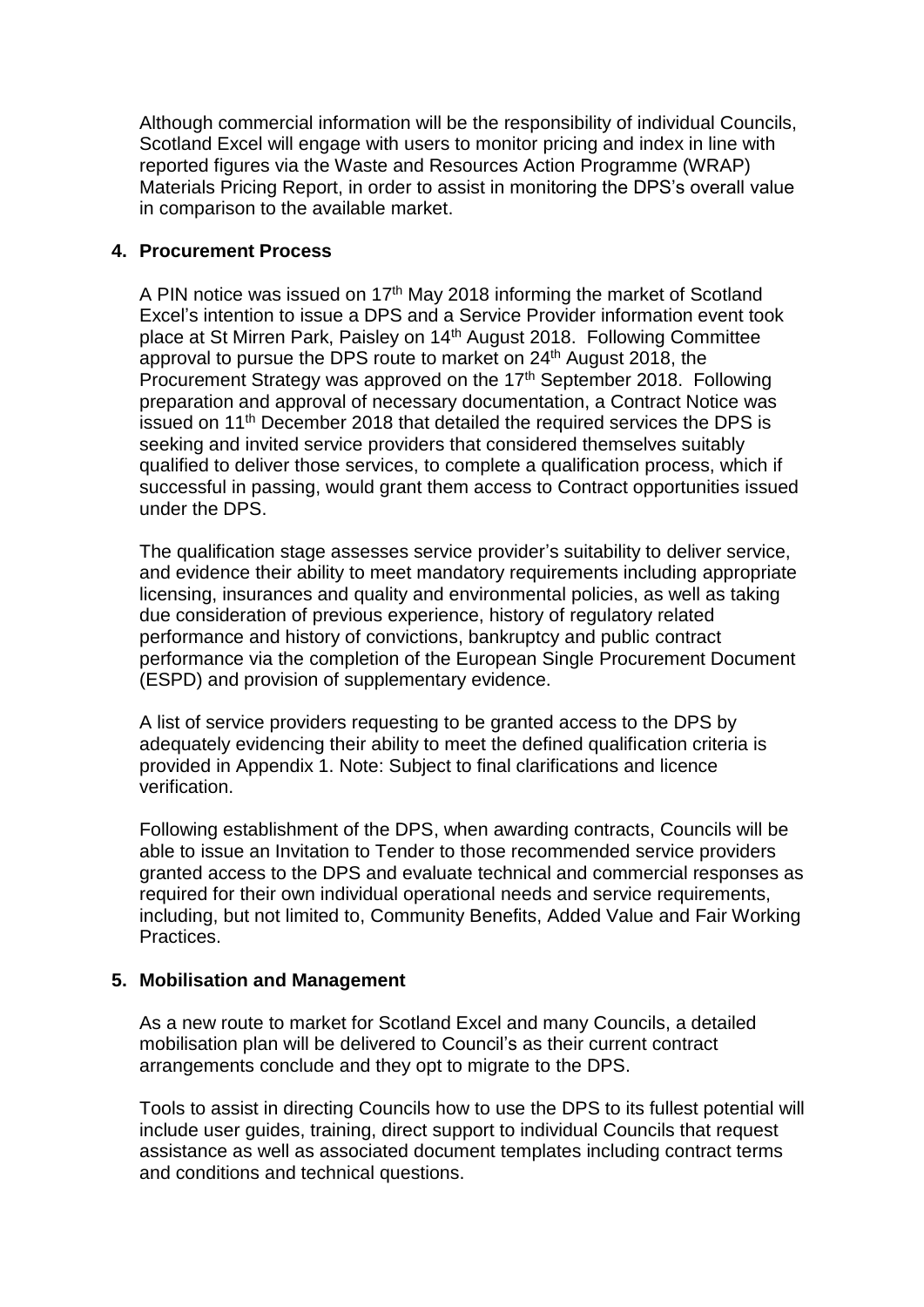Although commercial information will be the responsibility of individual Councils, Scotland Excel will engage with users to monitor pricing and index in line with reported figures via the Waste and Resources Action Programme (WRAP) Materials Pricing Report, in order to assist in monitoring the DPS's overall value in comparison to the available market.

## 4. Procurement Process

A PIN notice was issued on 17th May 2018 informing the market of Scotland Excel's intention to issue a DPS and a Service Provider information event took place at St Mirren Park, Paisley on 14th August 2018. Following Committee approval to pursue the DPS route to market on 24th August 2018, the Procurement Strategy was approved on the 17th September 2018. Following preparation and approval of necessary documentation, a Contract Notice was issued on 11th December 2018 that detailed the required services the DPS is seeking and invited service providers that considered themselves suitably qualified to deliver those services, to complete a qualification process, which if successful in passing, would grant them access to Contract opportunities issued under the DPS.

The qualification stage assesses service provider's suitability to deliver service, and evidence their ability to meet mandatory requirements including appropriate licensing, insurances and quality and environmental policies, as well as taking due consideration of previous experience, history of regulatory related performance and history of convictions, bankruptcy and public contract performance via the completion of the European Single Procurement Document (ESPD) and provision of supplementary evidence.

A list of service providers requesting to be granted access to the DPS by adequately evidencing their ability to meet the defined qualification criteria is provided in Appendix 1. Note: Subject to final clarifications and licence verification.

Following establishment of the DPS, when awarding contracts, Councils will be able to issue an Invitation to Tender to those recommended service providers granted access to the DPS and evaluate technical and commercial responses as required for their own individual operational needs and service requirements, including, but not limited to, Community Benefits, Added Value and Fair Working Practices.

## 5. Mobilisation and Management

As a new route to market for Scotland Excel and many Councils, a detailed mobilisation plan will be delivered to Council's as their current contract arrangements conclude and they opt to migrate to the DPS.

Tools to assist in directing Councils how to use the DPS to its fullest potential will include user guides, training, direct support to individual Councils that request assistance as well as associated document templates including contract terms and conditions and technical questions.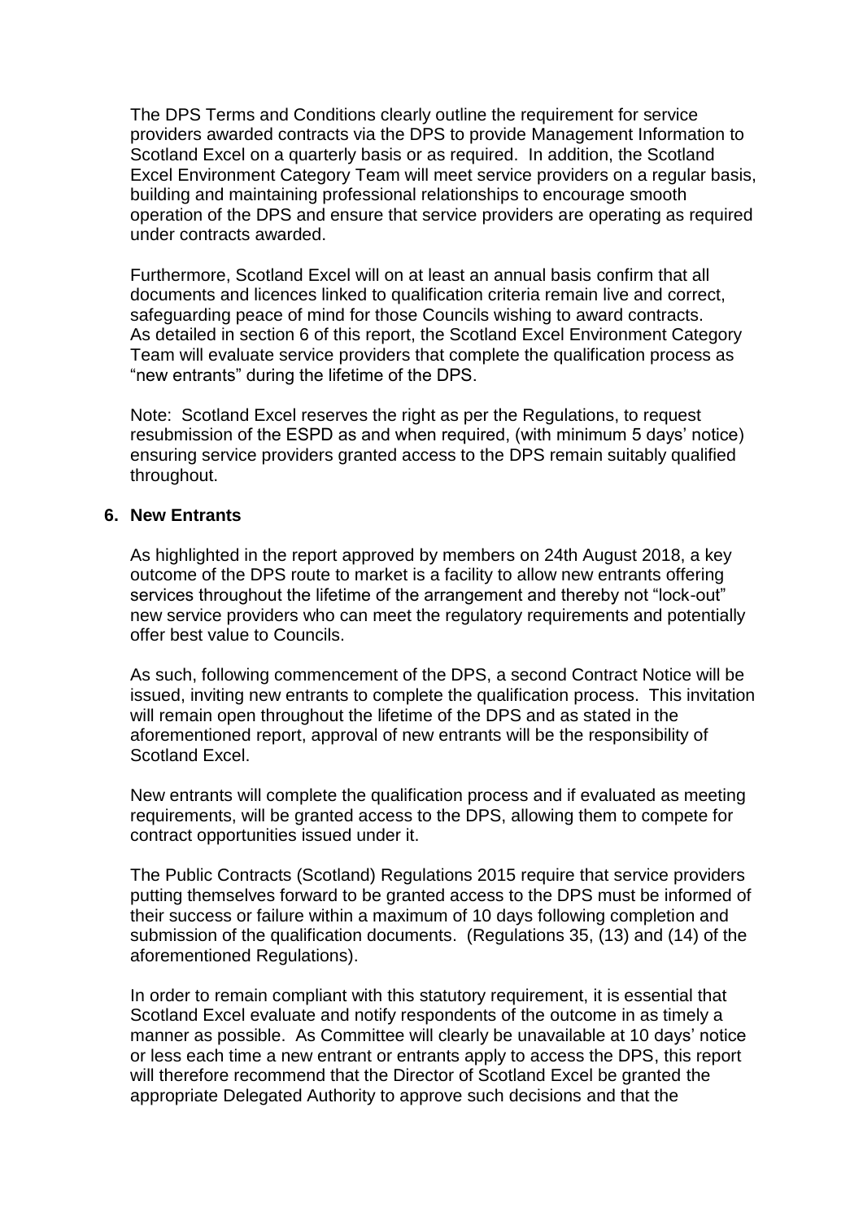The DPS Terms and Conditions clearly outline the requirement for service providers awarded contracts via the DPS to provide Management Information to Scotland Excel on a quarterly basis or as required. In addition, the Scotland Excel Environment Category Team will meet service providers on a regular basis, building and maintaining professional relationships to encourage smooth operation of the DPS and ensure that service providers are operating as required under contracts awarded.

Furthermore, Scotland Excel will on at least an annual basis confirm that all documents and licences linked to qualification criteria remain live and correct, safeguarding peace of mind for those Councils wishing to award contracts. As detailed in section 6 of this report, the Scotland Excel Environment Category Team will evaluate service providers that complete the qualification process as "new entrants" during the lifetime of the DPS.

Note: Scotland Excel reserves the right as per the Regulations, to request resubmission of the ESPD as and when required, (with minimum 5 days' notice) ensuring service providers granted access to the DPS remain suitably qualified throughout.

## 6. New Entrants

As highlighted in the report approved by members on 24th August 2018, a key outcome of the DPS route to market is a facility to allow new entrants offering services throughout the lifetime of the arrangement and thereby not "lock-out" new service providers who can meet the regulatory requirements and potentially offer best value to Councils.

As such, following commencement of the DPS, a second Contract Notice will be issued, inviting new entrants to complete the qualification process. This invitation will remain open throughout the lifetime of the DPS and as stated in the aforementioned report, approval of new entrants will be the responsibility of Scotland Excel.

New entrants will complete the qualification process and if evaluated as meeting requirements, will be granted access to the DPS, allowing them to compete for contract opportunities issued under it.

The Public Contracts (Scotland) Regulations 2015 require that service providers putting themselves forward to be granted access to the DPS must be informed of their success or failure within a maximum of 10 days following completion and submission of the qualification documents. (Regulations 35, (13) and (14) of the aforementioned Regulations).

In order to remain compliant with this statutory requirement, it is essential that Scotland Excel evaluate and notify respondents of the outcome in as timely a manner as possible. As Committee will clearly be unavailable at 10 days' notice or less each time a new entrant or entrants apply to access the DPS, this report will therefore recommend that the Director of Scotland Excel be granted the appropriate Delegated Authority to approve such decisions and that the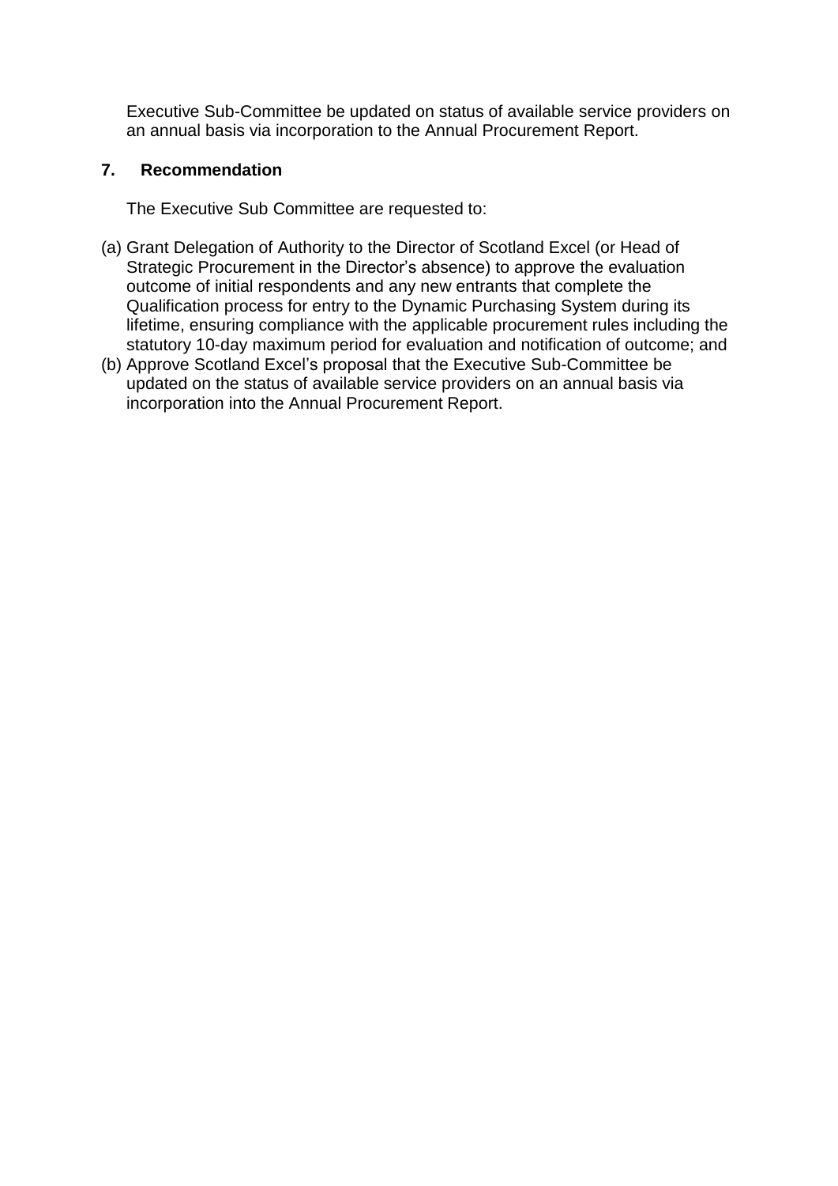Executive Sub-Committee be updated on status of available service providers on an annual basis via incorporation to the Annual Procurement Report.

## 7. Recommendation

The Executive Sub Committee are requested to:

(a) Grant Delegation of Authority to the Director of Scotland Excel (or Head of Strategic Procurement in the Director's absence) to approve the evaluation outcome of initial respondents and any new entrants that complete the Qualification process for entry to the Dynamic Purchasing System during its lifetime, ensuring compliance with the applicable procurement rules including the statutory 10-day maximum period for evaluation and notification of outcome; and

(b) Approve Scotland Excel's proposal that the Executive Sub-Committee be updated on the status of available service providers on an annual basis via incorporation into the Annual Procurement Report.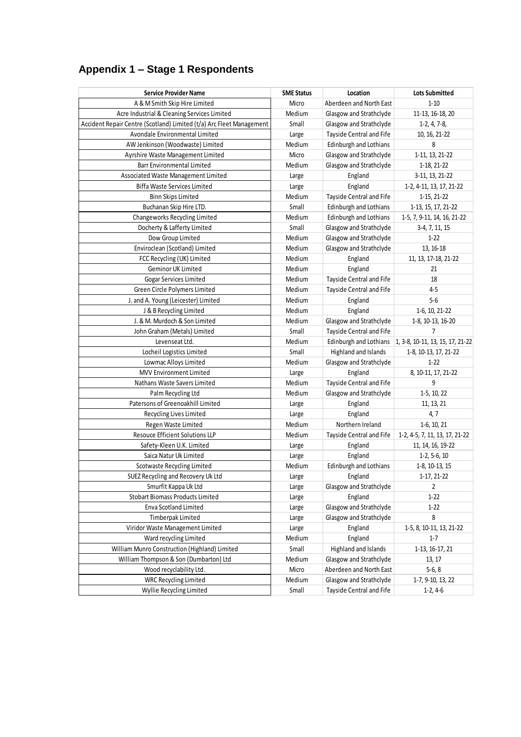# Appendix 1 – Stage 1 Respondents

| Service Provider Name | SME Status | Location | Lots Submitted |
|---|---|---|---|
| A & M Smith Skip Hire Limited | Micro | Aberdeen and North East | 1-10 |
| Acre Industrial & Cleaning Services Limited | Medium | Glasgow and Strathclyde | 11-13, 16-18, 20 |
| Accident Repair Centre (Scotland) Limited (t/a) Arc Fleet Management | Small | Glasgow and Strathclyde | 1-2, 4, 7-8, |
| Avondale Environmental Limited | Large | Tayside Central and Fife | 10, 16, 21-22 |
| AW Jenkinson (Woodwaste) Limited | Medium | Edinburgh and Lothians | 8 |
| Ayrshire Waste Management Limited | Micro | Glasgow and Strathclyde | 1-11, 13, 21-22 |
| Barr Environmental Limited | Medium | Glasgow and Strathclyde | 1-18, 21-22 |
| Associated Waste Management Limited | Large | England | 3-11, 13, 21-22 |
| Biffa Waste Services Limited | Large | England | 1-2, 4-11, 13, 17, 21-22 |
| Binn Skips Limited | Medium | Tayside Central and Fife | 1-15, 21-22 |
| Buchanan Skip Hire LTD. | Small | Edinburgh and Lothians | 1-13, 15, 17, 21-22 |
| Changeworks Recycling Limited | Medium | Edinburgh and Lothians | 1-5, 7, 9-11, 14, 16, 21-22 |
| Docherty & Lafferty Limited | Small | Glasgow and Strathclyde | 3-4, 7, 11, 15 |
| Dow Group Limited | Medium | Glasgow and Strathclyde | 1-22 |
| Enviroclean (Scotland) Limited | Medium | Glasgow and Strathclyde | 13, 16-18 |
| FCC Recycling (UK) Limited | Medium | England | 11, 13, 17-18, 21-22 |
| Geminor UK Limited | Medium | England | 21 |
| Gogar Services Limited | Medium | Tayside Central and Fife | 18 |
| Green Circle Polymers Limited | Medium | Tayside Central and Fife | 4-5 |
| J. and A. Young (Leicester) Limited | Medium | England | 5-6 |
| J & B Recycling Limited | Medium | England | 1-6, 10, 21-22 |
| J. & M. Murdoch & Son Limited | Medium | Glasgow and Strathclyde | 1-8, 10-13, 16-20 |
| John Graham (Metals) Limited | Small | Tayside Central and Fife | 7 |
| Levenseat Ltd. | Medium | Edinburgh and Lothians | 1, 3-8, 10-11, 13, 15, 17, 21-22 |
| Locheil Logistics Limited | Small | Highland and Islands | 1-8, 10-13, 17, 21-22 |
| Lowmac Alloys Limited | Medium | Glasgow and Strathclyde | 1-22 |
| MVV Environment Limited | Large | England | 8, 10-11, 17, 21-22 |
| Nathans Waste Savers Limited | Medium | Tayside Central and Fife | 9 |
| Palm Recycling Ltd | Medium | Glasgow and Strathclyde | 1-5, 10, 22 |
| Patersons of Greenoakhill Limited | Large | England | 11, 13, 21 |
| Recycling Lives Limited | Large | England | 4, 7 |
| Regen Waste Limited | Medium | Northern Ireland | 1-6, 10, 21 |
| Resouce Efficient Solutions LLP | Medium | Tayside Central and Fife | 1-2, 4-5, 7, 11, 13, 17, 21-22 |
| Safety-Kleen U.K. Limited | Large | England | 11, 14, 16, 19-22 |
| Saica Natur Uk Limited | Large | England | 1-2, 5-6, 10 |
| Scotwaste Recycling Limited | Medium | Edinburgh and Lothians | 1-8, 10-13, 15 |
| SUEZ Recycling and Recovery Uk Ltd | Large | England | 1-17, 21-22 |
| Smurfit Kappa Uk Ltd | Large | Glasgow and Strathclyde | 2 |
| Stobart Biomass Products Limited | Large | England | 1-22 |
| Enva Scotland Limited | Large | Glasgow and Strathclyde | 1-22 |
| Timberpak Limited | Large | Glasgow and Strathclyde | 8 |
| Viridor Waste Management Limited | Large | England | 1-5, 8, 10-11, 13, 21-22 |
| Ward recycling Limited | Medium | England | 1-7 |
| William Munro Construction (Highland) Limited | Small | Highland and Islands | 1-13, 16-17, 21 |
| William Thompson & Son (Dumbarton) Ltd | Medium | Glasgow and Strathclyde | 13, 17 |
| Wood recyclability Ltd. | Micro | Aberdeen and North East | 5-6, 8 |
| WRC Recycling Limited | Medium | Glasgow and Strathclyde | 1-7, 9-10, 13, 22 |
| Wyllie Recycling Limited | Small | Tayside Central and Fife | 1-2, 4-6 |